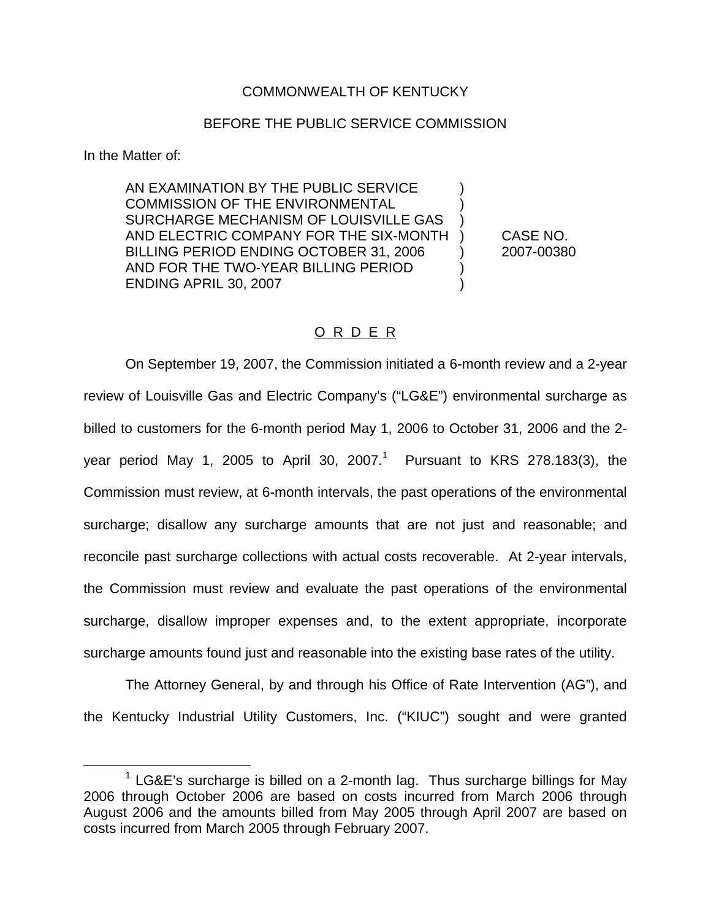COMMONWEALTH OF KENTUCKY

BEFORE THE PUBLIC SERVICE COMMISSION

In the Matter of:

| | | |
|---|---|---|
| AN EXAMINATION BY THE PUBLIC SERVICE COMMISSION OF THE ENVIRONMENTAL SURCHARGE MECHANISM OF LOUISVILLE GAS AND ELECTRIC COMPANY FOR THE SIX-MONTH BILLING PERIOD ENDING OCTOBER 31, 2006 AND FOR THE TWO-YEAR BILLING PERIOD ENDING APRIL 30, 2007 | ) | CASE NO. 2007-00380 |

## O R D E R

On September 19, 2007, the Commission initiated a 6-month review and a 2-year review of Louisville Gas and Electric Company's ("LG&E") environmental surcharge as billed to customers for the 6-month period May 1, 2006 to October 31, 2006 and the 2-year period May 1, 2005 to April 30, 2007.[1] Pursuant to KRS 278.183(3), the Commission must review, at 6-month intervals, the past operations of the environmental surcharge; disallow any surcharge amounts that are not just and reasonable; and reconcile past surcharge collections with actual costs recoverable. At 2-year intervals, the Commission must review and evaluate the past operations of the environmental surcharge, disallow improper expenses and, to the extent appropriate, incorporate surcharge amounts found just and reasonable into the existing base rates of the utility.

The Attorney General, by and through his Office of Rate Intervention (AG"), and the Kentucky Industrial Utility Customers, Inc. ("KIUC") sought and were granted

[1] LG&E's surcharge is billed on a 2-month lag. Thus surcharge billings for May 2006 through October 2006 are based on costs incurred from March 2006 through August 2006 and the amounts billed from May 2005 through April 2007 are based on costs incurred from March 2005 through February 2007.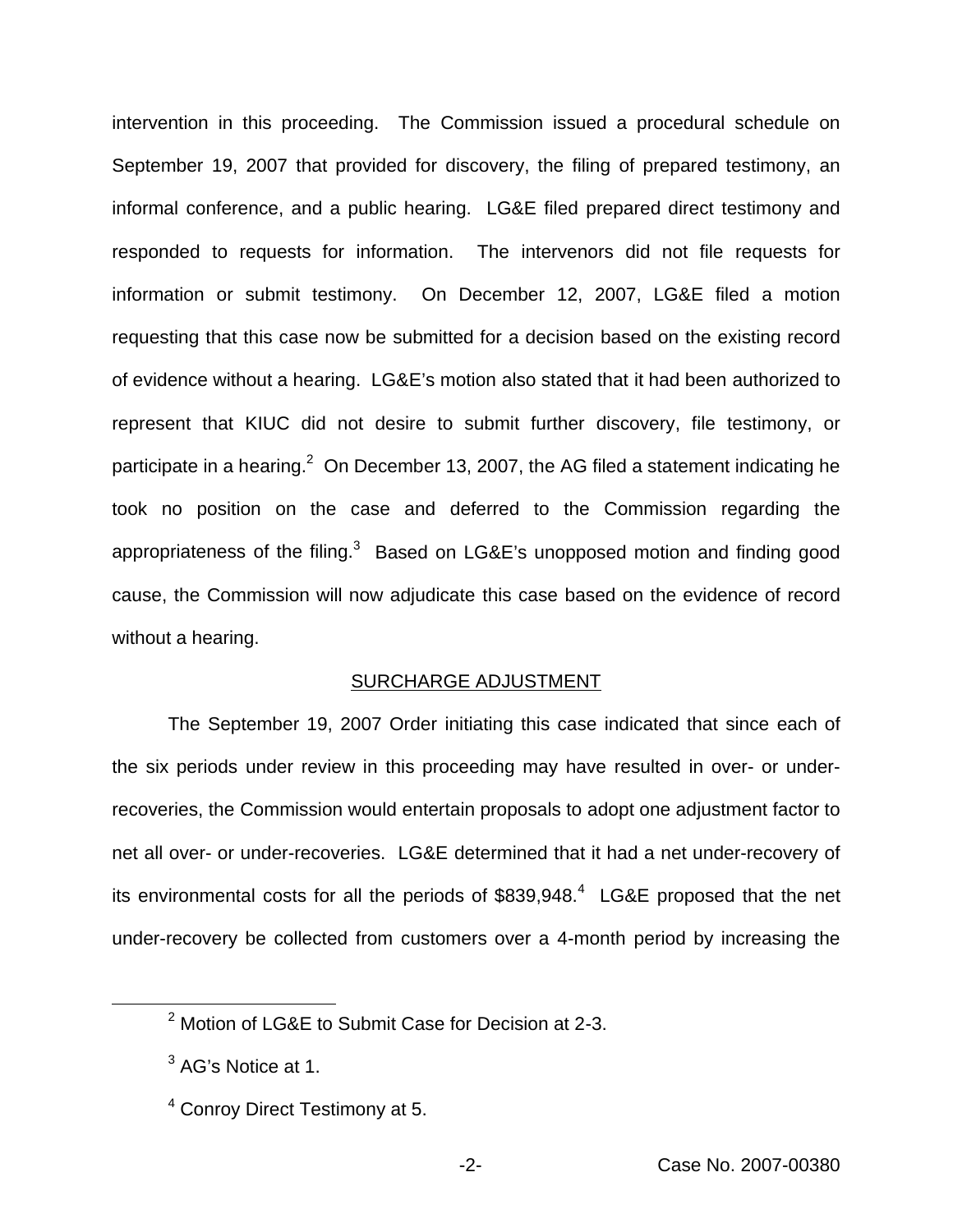intervention in this proceeding. The Commission issued a procedural schedule on September 19, 2007 that provided for discovery, the filing of prepared testimony, an informal conference, and a public hearing. LG&E filed prepared direct testimony and responded to requests for information. The intervenors did not file requests for information or submit testimony. On December 12, 2007, LG&E filed a motion requesting that this case now be submitted for a decision based on the existing record of evidence without a hearing. LG&E's motion also stated that it had been authorized to represent that KIUC did not desire to submit further discovery, file testimony, or participate in a hearing.[2] On December 13, 2007, the AG filed a statement indicating he took no position on the case and deferred to the Commission regarding the appropriateness of the filing.[3] Based on LG&E's unopposed motion and finding good cause, the Commission will now adjudicate this case based on the evidence of record without a hearing.

## SURCHARGE ADJUSTMENT

The September 19, 2007 Order initiating this case indicated that since each of the six periods under review in this proceeding may have resulted in over- or under-recoveries, the Commission would entertain proposals to adopt one adjustment factor to net all over- or under-recoveries. LG&E determined that it had a net under-recovery of its environmental costs for all the periods of $839,948.[4] LG&E proposed that the net under-recovery be collected from customers over a 4-month period by increasing the

---

[2] Motion of LG&E to Submit Case for Decision at 2-3.

[3] AG's Notice at 1.

[4] Conroy Direct Testimony at 5.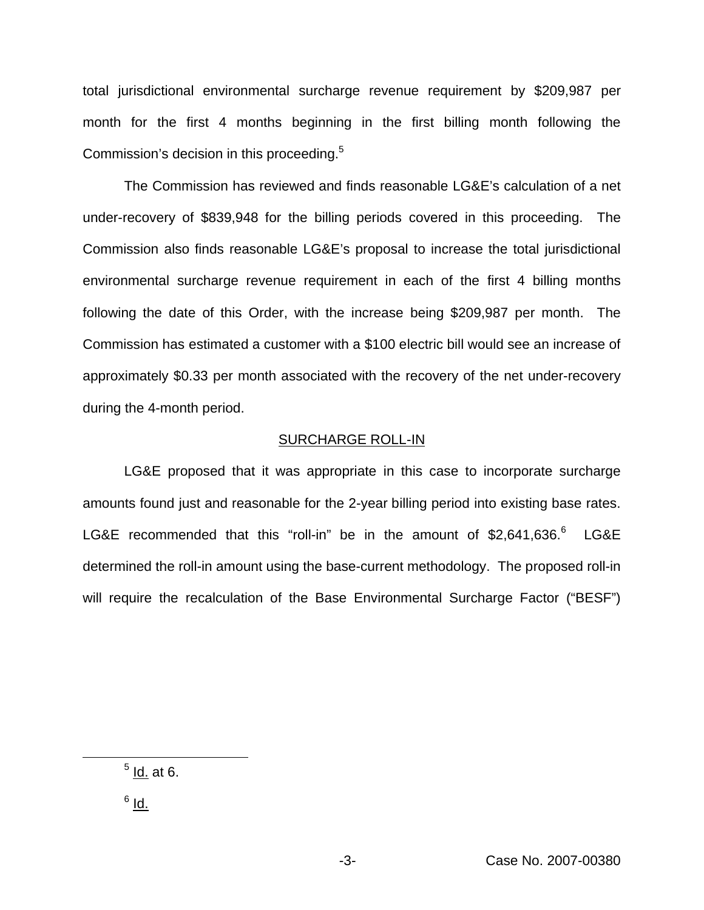total jurisdictional environmental surcharge revenue requirement by $209,987 per month for the first 4 months beginning in the first billing month following the Commission's decision in this proceeding.[5]

The Commission has reviewed and finds reasonable LG&E's calculation of a net under-recovery of $839,948 for the billing periods covered in this proceeding. The Commission also finds reasonable LG&E's proposal to increase the total jurisdictional environmental surcharge revenue requirement in each of the first 4 billing months following the date of this Order, with the increase being $209,987 per month. The Commission has estimated a customer with a $100 electric bill would see an increase of approximately $0.33 per month associated with the recovery of the net under-recovery during the 4-month period.

## SURCHARGE ROLL-IN

LG&E proposed that it was appropriate in this case to incorporate surcharge amounts found just and reasonable for the 2-year billing period into existing base rates. LG&E recommended that this "roll-in" be in the amount of $2,641,636.[6] LG&E determined the roll-in amount using the base-current methodology. The proposed roll-in will require the recalculation of the Base Environmental Surcharge Factor ("BESF")

---

[5] Id. at 6.

[6] Id.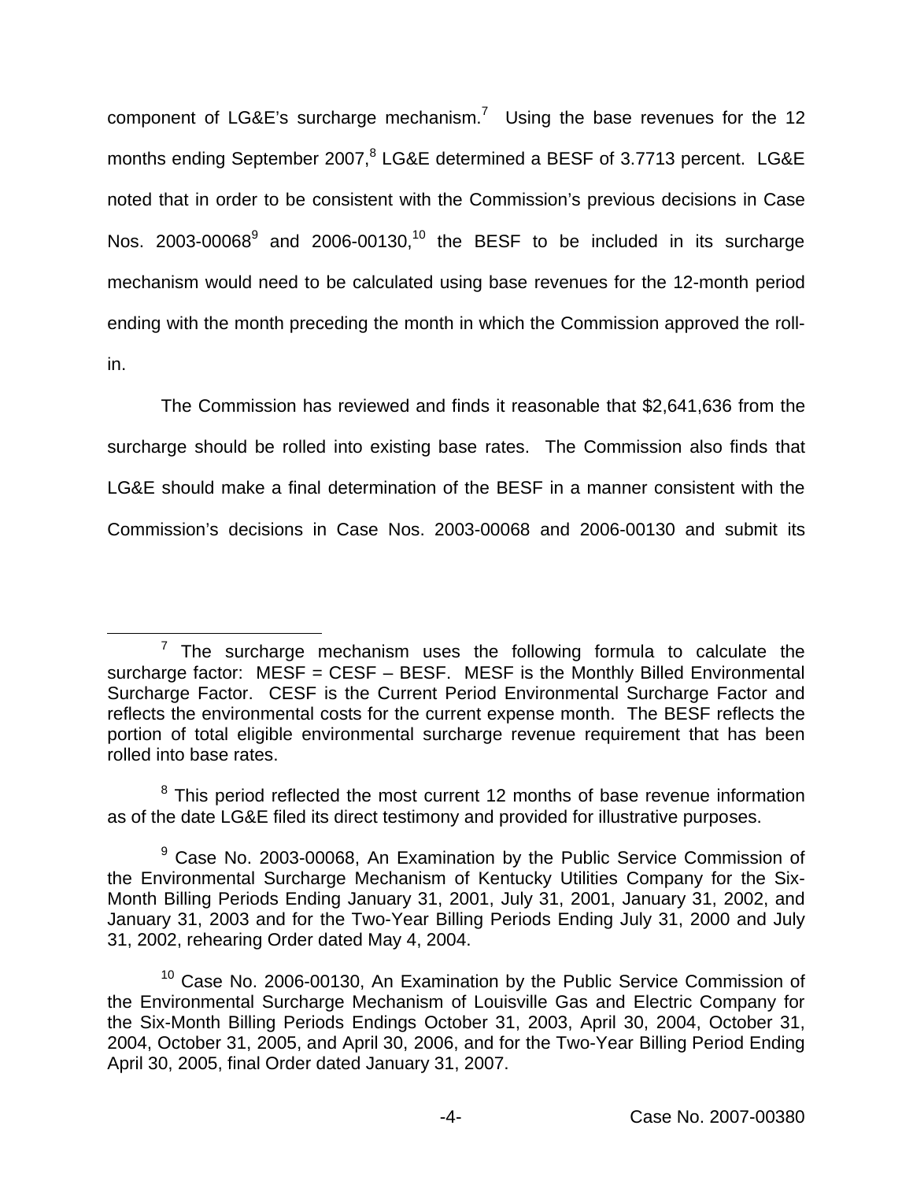component of LG&E's surcharge mechanism.[7] Using the base revenues for the 12 months ending September 2007,[8] LG&E determined a BESF of 3.7713 percent. LG&E noted that in order to be consistent with the Commission's previous decisions in Case Nos. 2003-00068[9] and 2006-00130,[10] the BESF to be included in its surcharge mechanism would need to be calculated using base revenues for the 12-month period ending with the month preceding the month in which the Commission approved the roll-in.

The Commission has reviewed and finds it reasonable that $2,641,636 from the surcharge should be rolled into existing base rates. The Commission also finds that LG&E should make a final determination of the BESF in a manner consistent with the Commission's decisions in Case Nos. 2003-00068 and 2006-00130 and submit its

---

[7] The surcharge mechanism uses the following formula to calculate the surcharge factor: MESF = CESF – BESF. MESF is the Monthly Billed Environmental Surcharge Factor. CESF is the Current Period Environmental Surcharge Factor and reflects the environmental costs for the current expense month. The BESF reflects the portion of total eligible environmental surcharge revenue requirement that has been rolled into base rates.

[8] This period reflected the most current 12 months of base revenue information as of the date LG&E filed its direct testimony and provided for illustrative purposes.

[9] Case No. 2003-00068, An Examination by the Public Service Commission of the Environmental Surcharge Mechanism of Kentucky Utilities Company for the Six-Month Billing Periods Ending January 31, 2001, July 31, 2001, January 31, 2002, and January 31, 2003 and for the Two-Year Billing Periods Ending July 31, 2000 and July 31, 2002, rehearing Order dated May 4, 2004.

[10] Case No. 2006-00130, An Examination by the Public Service Commission of the Environmental Surcharge Mechanism of Louisville Gas and Electric Company for the Six-Month Billing Periods Endings October 31, 2003, April 30, 2004, October 31, 2004, October 31, 2005, and April 30, 2006, and for the Two-Year Billing Period Ending April 30, 2005, final Order dated January 31, 2007.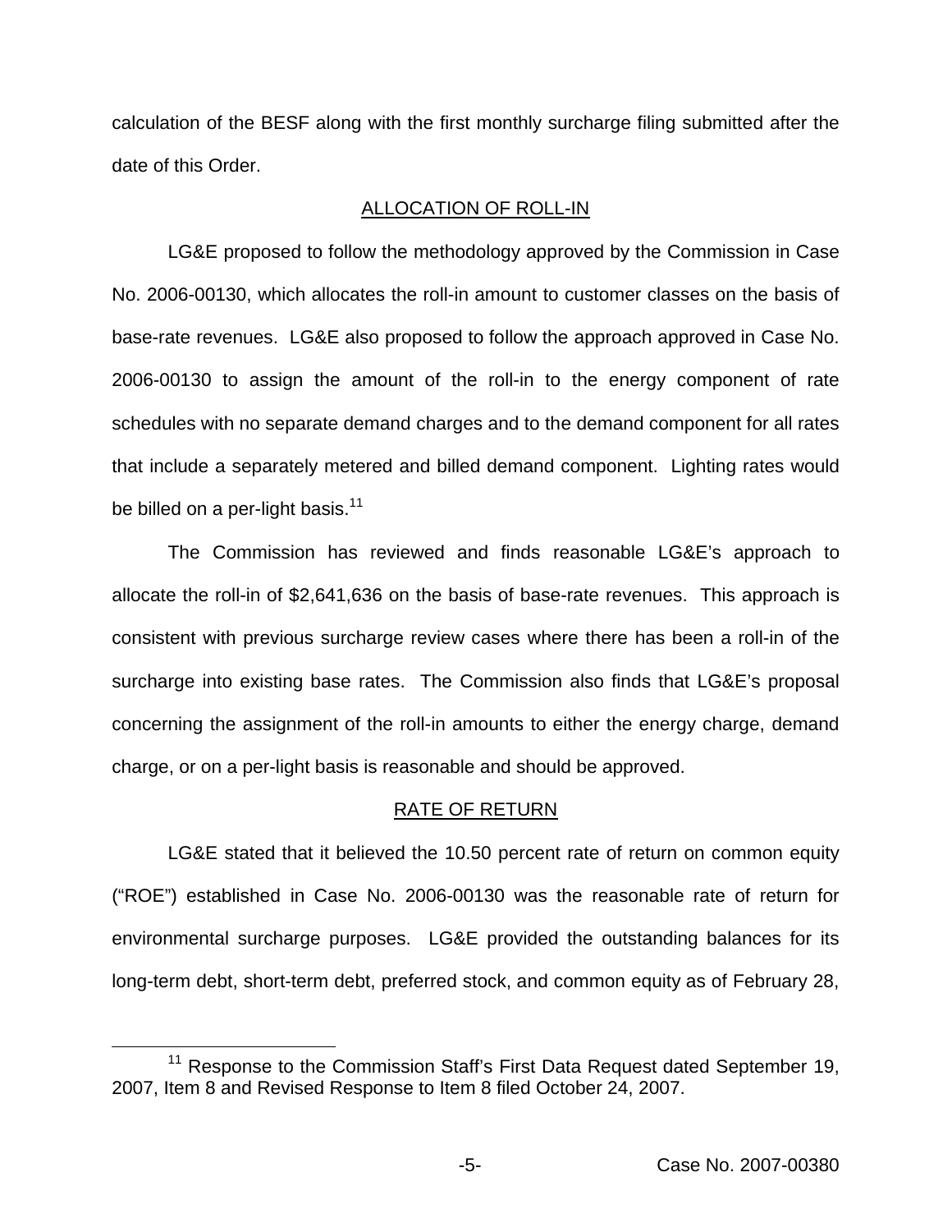calculation of the BESF along with the first monthly surcharge filing submitted after the date of this Order.

## ALLOCATION OF ROLL-IN

LG&E proposed to follow the methodology approved by the Commission in Case No. 2006-00130, which allocates the roll-in amount to customer classes on the basis of base-rate revenues. LG&E also proposed to follow the approach approved in Case No. 2006-00130 to assign the amount of the roll-in to the energy component of rate schedules with no separate demand charges and to the demand component for all rates that include a separately metered and billed demand component. Lighting rates would be billed on a per-light basis.[11]

The Commission has reviewed and finds reasonable LG&E's approach to allocate the roll-in of $2,641,636 on the basis of base-rate revenues. This approach is consistent with previous surcharge review cases where there has been a roll-in of the surcharge into existing base rates. The Commission also finds that LG&E's proposal concerning the assignment of the roll-in amounts to either the energy charge, demand charge, or on a per-light basis is reasonable and should be approved.

## RATE OF RETURN

LG&E stated that it believed the 10.50 percent rate of return on common equity ("ROE") established in Case No. 2006-00130 was the reasonable rate of return for environmental surcharge purposes. LG&E provided the outstanding balances for its long-term debt, short-term debt, preferred stock, and common equity as of February 28,

[11] Response to the Commission Staff's First Data Request dated September 19, 2007, Item 8 and Revised Response to Item 8 filed October 24, 2007.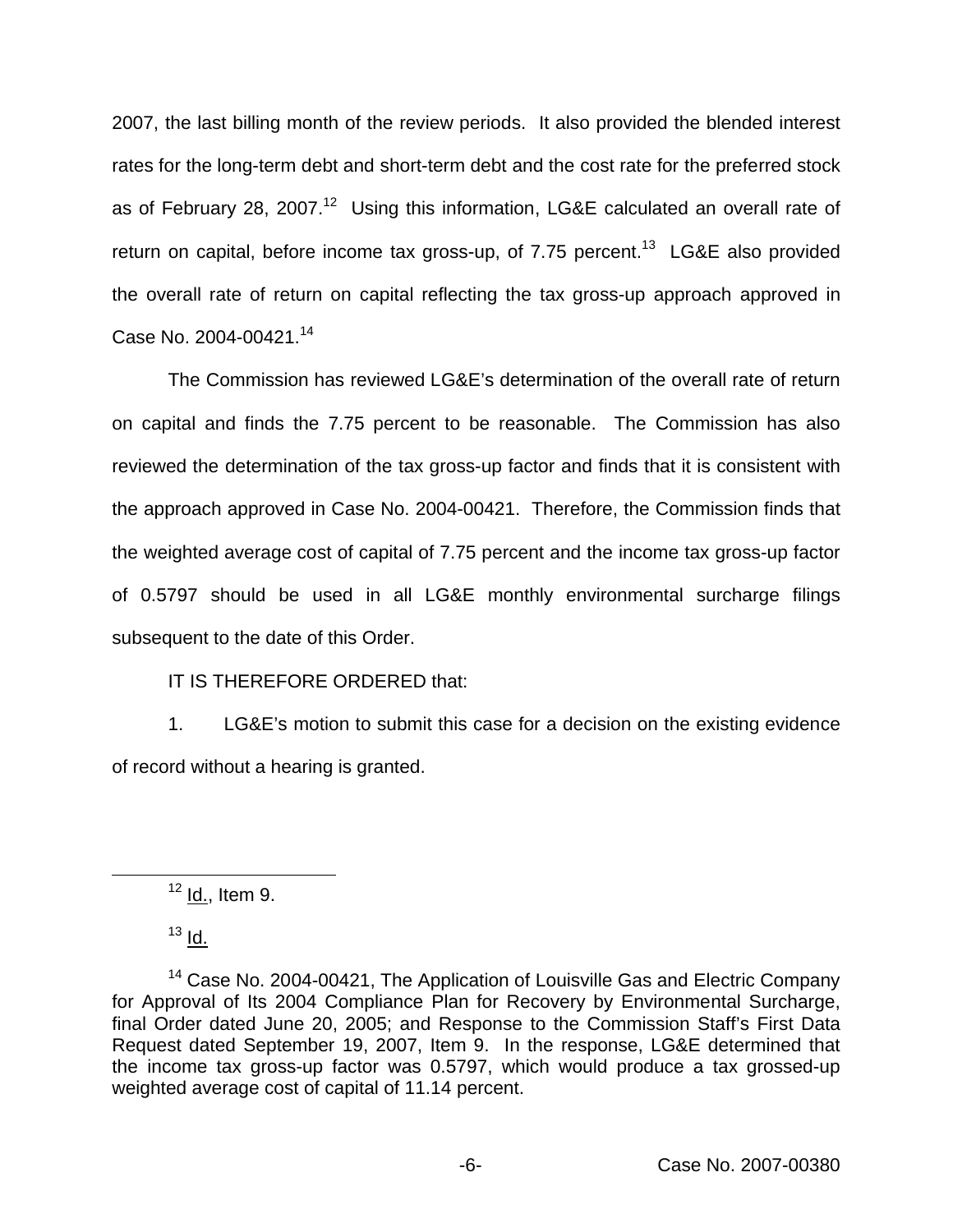2007, the last billing month of the review periods. It also provided the blended interest rates for the long-term debt and short-term debt and the cost rate for the preferred stock as of February 28, 2007.[12] Using this information, LG&E calculated an overall rate of return on capital, before income tax gross-up, of 7.75 percent.[13] LG&E also provided the overall rate of return on capital reflecting the tax gross-up approach approved in Case No. 2004-00421.[14]

The Commission has reviewed LG&E's determination of the overall rate of return on capital and finds the 7.75 percent to be reasonable. The Commission has also reviewed the determination of the tax gross-up factor and finds that it is consistent with the approach approved in Case No. 2004-00421. Therefore, the Commission finds that the weighted average cost of capital of 7.75 percent and the income tax gross-up factor of 0.5797 should be used in all LG&E monthly environmental surcharge filings subsequent to the date of this Order.

IT IS THEREFORE ORDERED that:

1. LG&E's motion to submit this case for a decision on the existing evidence of record without a hearing is granted.

---

[12] Id., Item 9.

[13] Id.

[14] Case No. 2004-00421, The Application of Louisville Gas and Electric Company for Approval of Its 2004 Compliance Plan for Recovery by Environmental Surcharge, final Order dated June 20, 2005; and Response to the Commission Staff's First Data Request dated September 19, 2007, Item 9. In the response, LG&E determined that the income tax gross-up factor was 0.5797, which would produce a tax grossed-up weighted average cost of capital of 11.14 percent.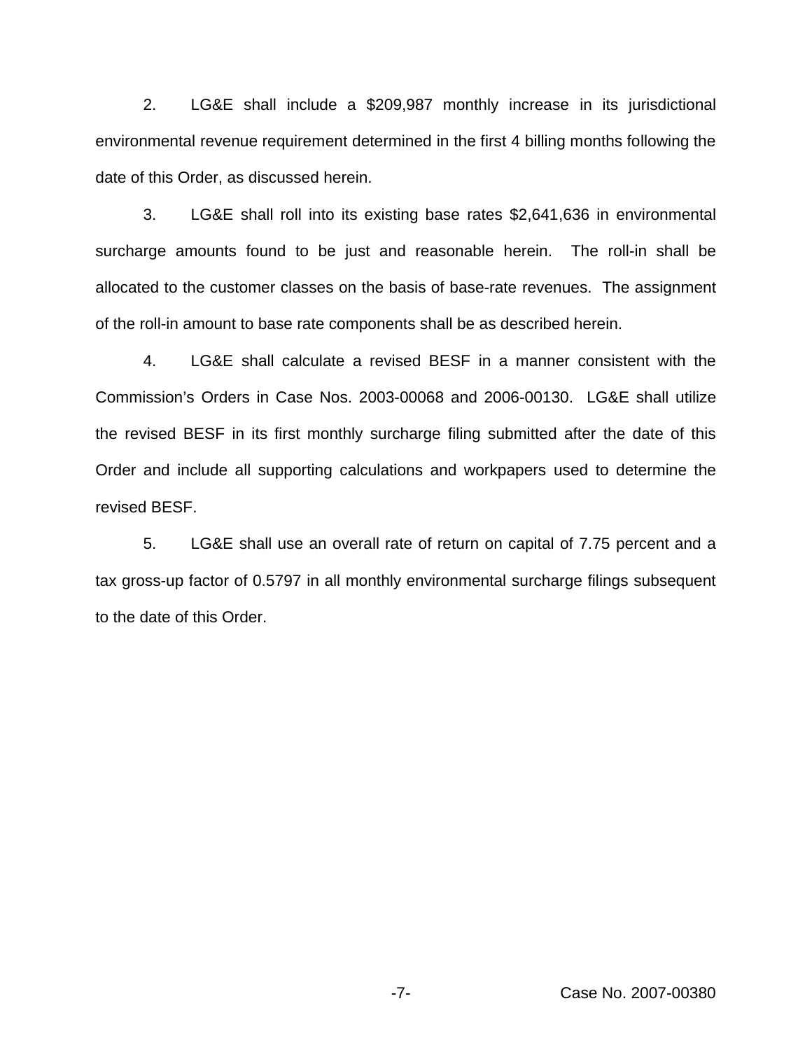2. LG&E shall include a $209,987 monthly increase in its jurisdictional environmental revenue requirement determined in the first 4 billing months following the date of this Order, as discussed herein.

3. LG&E shall roll into its existing base rates $2,641,636 in environmental surcharge amounts found to be just and reasonable herein. The roll-in shall be allocated to the customer classes on the basis of base-rate revenues. The assignment of the roll-in amount to base rate components shall be as described herein.

4. LG&E shall calculate a revised BESF in a manner consistent with the Commission's Orders in Case Nos. 2003-00068 and 2006-00130. LG&E shall utilize the revised BESF in its first monthly surcharge filing submitted after the date of this Order and include all supporting calculations and workpapers used to determine the revised BESF.

5. LG&E shall use an overall rate of return on capital of 7.75 percent and a tax gross-up factor of 0.5797 in all monthly environmental surcharge filings subsequent to the date of this Order.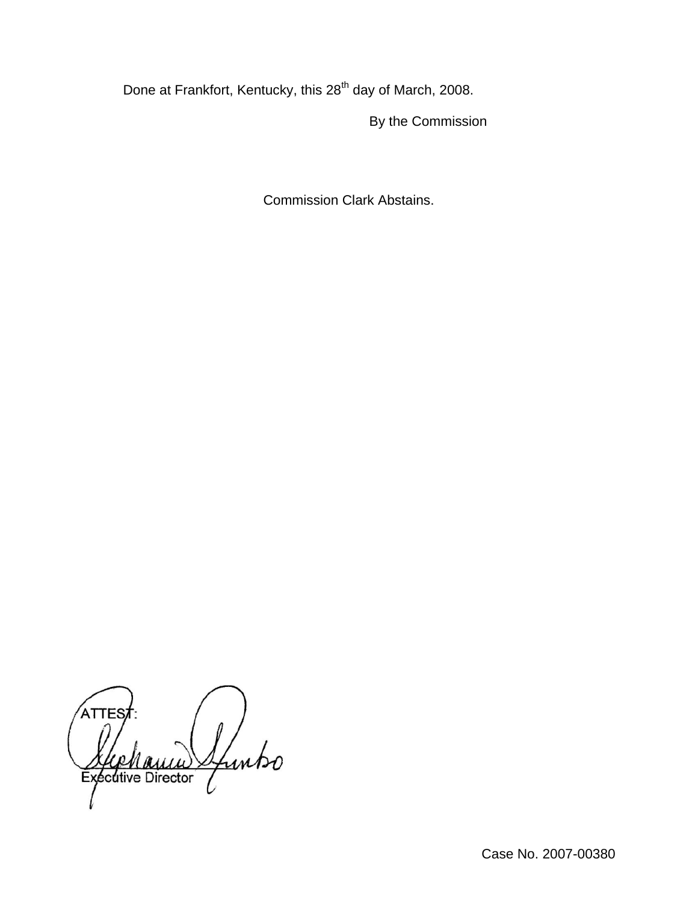Done at Frankfort, Kentucky, this 28th day of March, 2008.

By the Commission

Commission Clark Abstains.

ATTEST:

Executive Director

Case No. 2007-00380